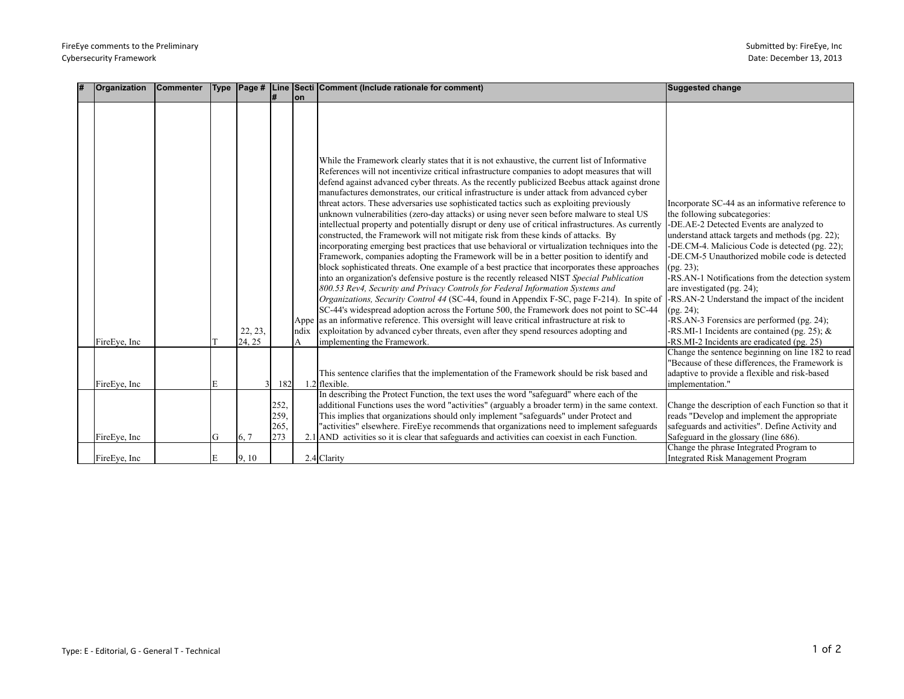FireEye comments to the Preliminary Cybersecurity Framework

Submitted by: FireEye, Inc
Date: December 13, 2013

| # | Organization | Commenter | Type | Page # | Line # | Section | Comment (Include rationale for comment) | Suggested change |
|---|---|---|---|---|---|---|---|---|
| | FireEye, Inc | | T | 22, 23, 24, 25 | | Appendix A | While the Framework clearly states that it is not exhaustive, the current list of Informative References will not incentivize critical infrastructure companies to adopt measures that will defend against advanced cyber threats. As the recently publicized Beebus attack against drone manufactures demonstrates, our critical infrastructure is under attack from advanced cyber threat actors. These adversaries use sophisticated tactics such as exploiting previously unknown vulnerabilities (zero-day attacks) or using never seen before malware to steal US intellectual property and potentially disrupt or deny use of critical infrastructures. As currently constructed, the Framework will not mitigate risk from these kinds of attacks. By incorporating emerging best practices that use behavioral or virtualization techniques into the Framework, companies adopting the Framework will be in a better position to identify and block sophisticated threats. One example of a best practice that incorporates these approaches into an organization's defensive posture is the recently released NIST *Special Publication 800.53 Rev4, Security and Privacy Controls for Federal Information Systems and Organizations, Security Control 44* (SC-44, found in Appendix F-SC, page F-214). In spite of SC-44's widespread adoption across the Fortune 500, the Framework does not point to SC-44 as an informative reference. This oversight will leave critical infrastructure at risk to exploitation by advanced cyber threats, even after they spend resources adopting and implementing the Framework. | Incorporate SC-44 as an informative reference to the following subcategories:<br>-DE.AE-2 Detected Events are analyzed to understand attack targets and methods (pg. 22);<br>-DE.CM-4. Malicious Code is detected (pg. 22);<br>-DE.CM-5 Unauthorized mobile code is detected (pg. 23);<br>-RS.AN-1 Notifications from the detection system are investigated (pg. 24);<br>-RS.AN-2 Understand the impact of the incident (pg. 24);<br>-RS.AN-3 Forensics are performed (pg. 24);<br>-RS.MI-1 Incidents are contained (pg. 25); &<br>-RS.MI-2 Incidents are eradicated (pg. 25) |
| | FireEye, Inc | | E | 3 | 182 | 1.2 | This sentence clarifies that the implementation of the Framework should be risk based and flexible. | Change the sentence beginning on line 182 to read "Because of these differences, the Framework is adaptive to provide a flexible and risk-based implementation." |
| | FireEye, Inc | | G | 6, 7 | 252, 259, 265, 273 | 2.1 | In describing the Protect Function, the text uses the word "safeguard" where each of the additional Functions uses the word "activities" (arguably a broader term) in the same context. This implies that organizations should only implement "safeguards" under Protect and "activities" elsewhere. FireEye recommends that organizations need to implement safeguards AND activities so it is clear that safeguards and activities can coexist in each Function. | Change the description of each Function so that it reads "Develop and implement the appropriate safeguards and activities". Define Activity and Safeguard in the glossary (line 686). |
| | FireEye, Inc | | E | 9, 10 | | 2.4 | Clarity | Change the phrase Integrated Program to Integrated Risk Management Program |

Type: E - Editorial, G - General T - Technical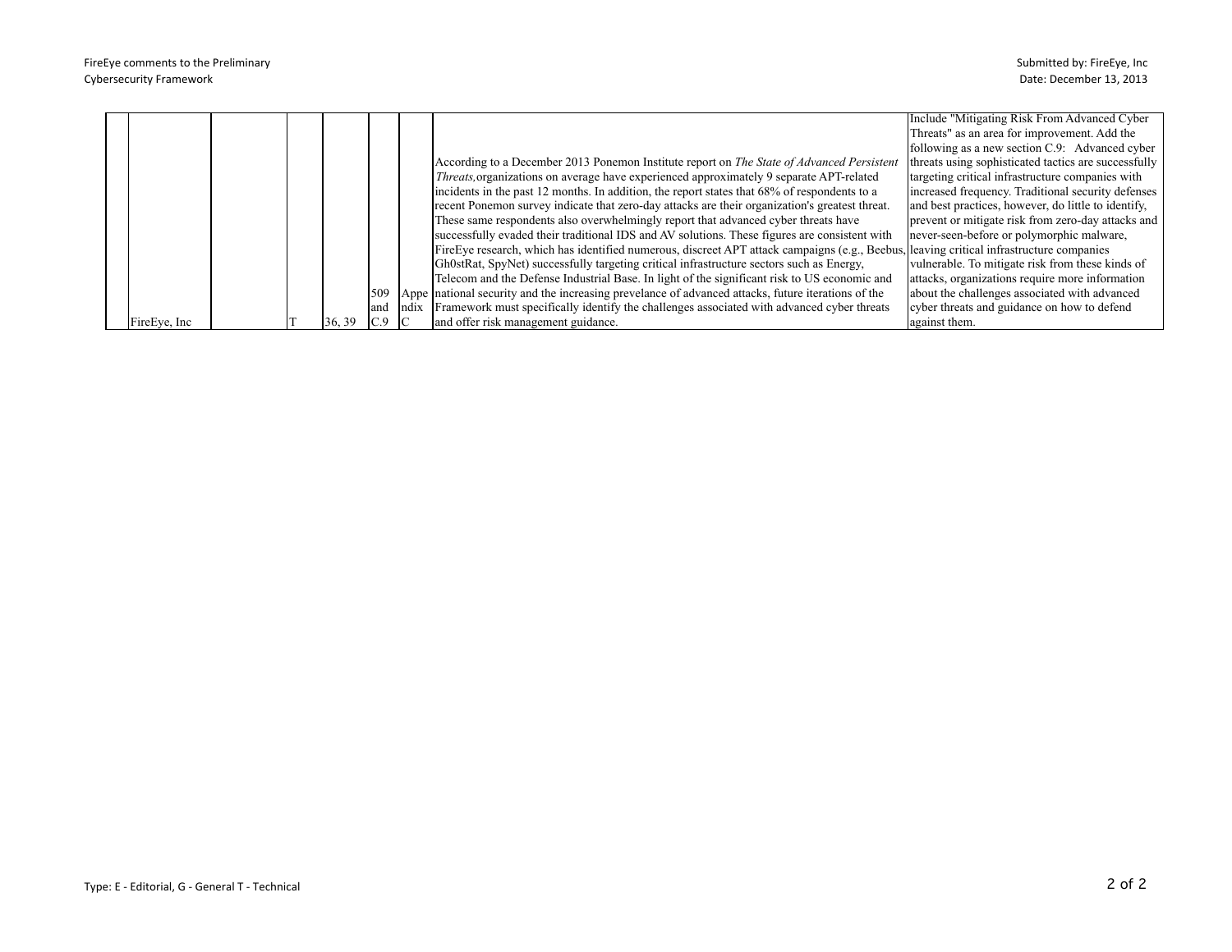| | | | | | | | | |
|---|---|---|---|---|---|---|---|---|
| | FireEye, Inc | | T | 36, 39 | 509 and C.9 | Appendix C | According to a December 2013 Ponemon Institute report on *The State of Advanced Persistent Threats,* organizations on average have experienced approximately 9 separate APT-related incidents in the past 12 months. In addition, the report states that 68% of respondents to a recent Ponemon survey indicate that zero-day attacks are their organization's greatest threat. These same respondents also overwhelmingly report that advanced cyber threats have successfully evaded their traditional IDS and AV solutions. These figures are consistent with FireEye research, which has identified numerous, discreet APT attack campaigns (e.g., Beebus, Gh0stRat, SpyNet) successfully targeting critical infrastructure sectors such as Energy, Telecom and the Defense Industrial Base. In light of the significant risk to US economic and national security and the increasing prevelance of advanced attacks, future iterations of the Framework must specifically identify the challenges associated with advanced cyber threats and offer risk management guidance. | Include "Mitigating Risk From Advanced Cyber Threats" as an area for improvement. Add the following as a new section C.9: Advanced cyber threats using sophisticated tactics are successfully targeting critical infrastructure companies with increased frequency. Traditional security defenses and best practices, however, do little to identify, prevent or mitigate risk from zero-day attacks and never-seen-before or polymorphic malware, leaving critical infrastructure companies vulnerable. To mitigate risk from these kinds of attacks, organizations require more information about the challenges associated with advanced cyber threats and guidance on how to defend against them. |

Type: E - Editorial, G - General T - Technical